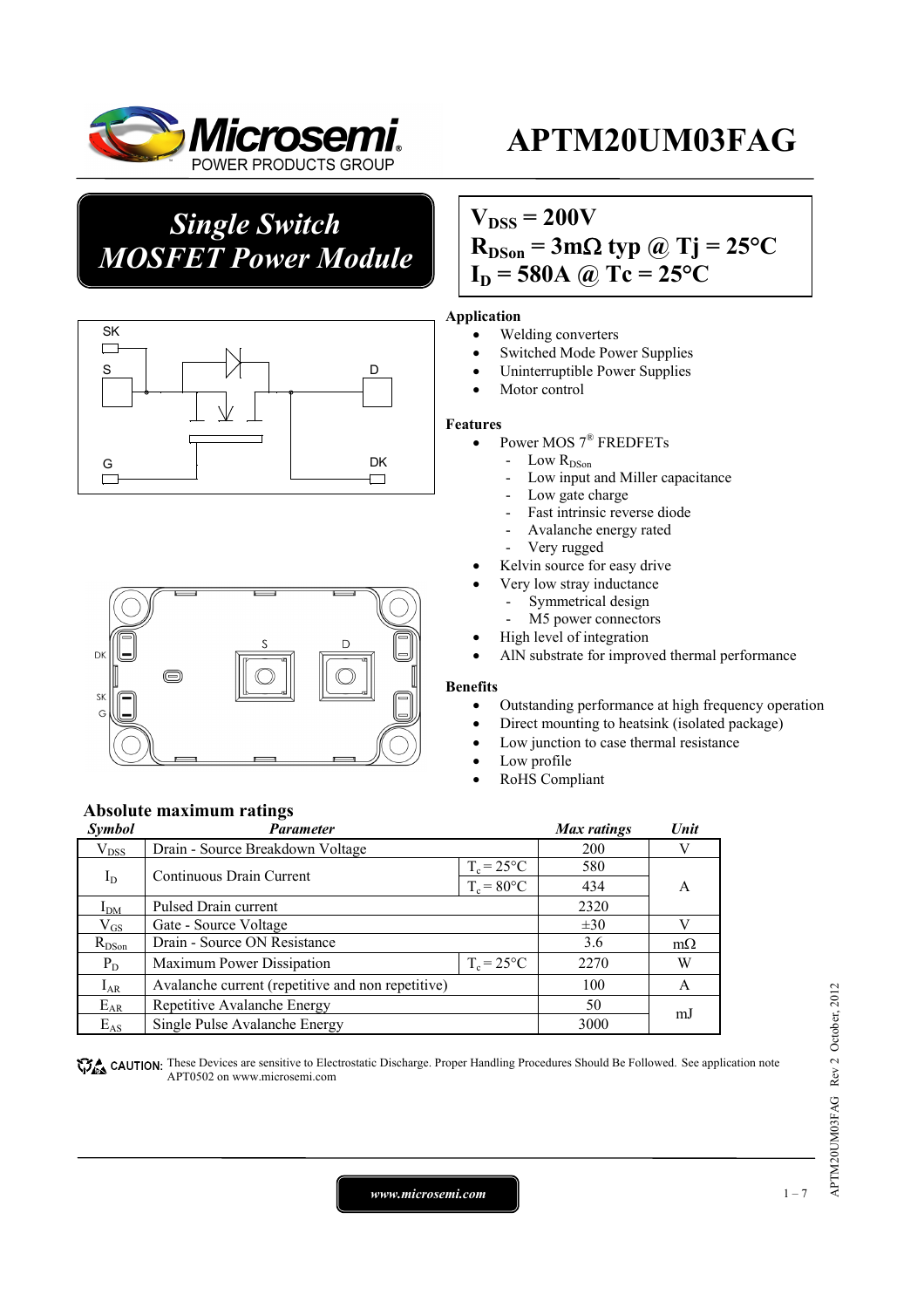# APTM20UM03FAG

## Single Switch MOSFET Power Module

$V_{DSS}$ = 200V
$R_{DSon}$ = 3mΩ typ @ Tj = 25°C
$I_D$ = 580A @ Tc = 25°C

### Application

- Welding converters
- Switched Mode Power Supplies
- Uninterruptible Power Supplies
- Motor control

### Features

- Power MOS 7® FREDFETs
  - Low $R_{DSon}$
  - Low input and Miller capacitance
  - Low gate charge
  - Fast intrinsic reverse diode
  - Avalanche energy rated
  - Very rugged
- Kelvin source for easy drive
- Very low stray inductance
  - Symmetrical design
  - M5 power connectors
- High level of integration
- AlN substrate for improved thermal performance

### Benefits

- Outstanding performance at high frequency operation
- Direct mounting to heatsink (isolated package)
- Low junction to case thermal resistance
- Low profile
- RoHS Compliant

### Absolute maximum ratings

| Symbol | Parameter | | Max ratings | Unit |
|---|---|---|---|---|
| $V_{DSS}$ | Drain - Source Breakdown Voltage | | 200 | V |
| $I_D$ | Continuous Drain Current | $T_c$ = 25°C | 580 | A |
| | | $T_c$ = 80°C | 434 | |
| $I_{DM}$ | Pulsed Drain current | | 2320 | |
| $V_{GS}$ | Gate - Source Voltage | | ±30 | V |
| $R_{DSon}$ | Drain - Source ON Resistance | | 3.6 | mΩ |
| $P_D$ | Maximum Power Dissipation | $T_c$ = 25°C | 2270 | W |
| $I_{AR}$ | Avalanche current (repetitive and non repetitive) | | 100 | A |
| $E_{AR}$ | Repetitive Avalanche Energy | | 50 | mJ |
| $E_{AS}$ | Single Pulse Avalanche Energy | | 3000 | |

CAUTION: These Devices are sensitive to Electrostatic Discharge. Proper Handling Procedures Should Be Followed. See application note APT0502 on www.microsemi.com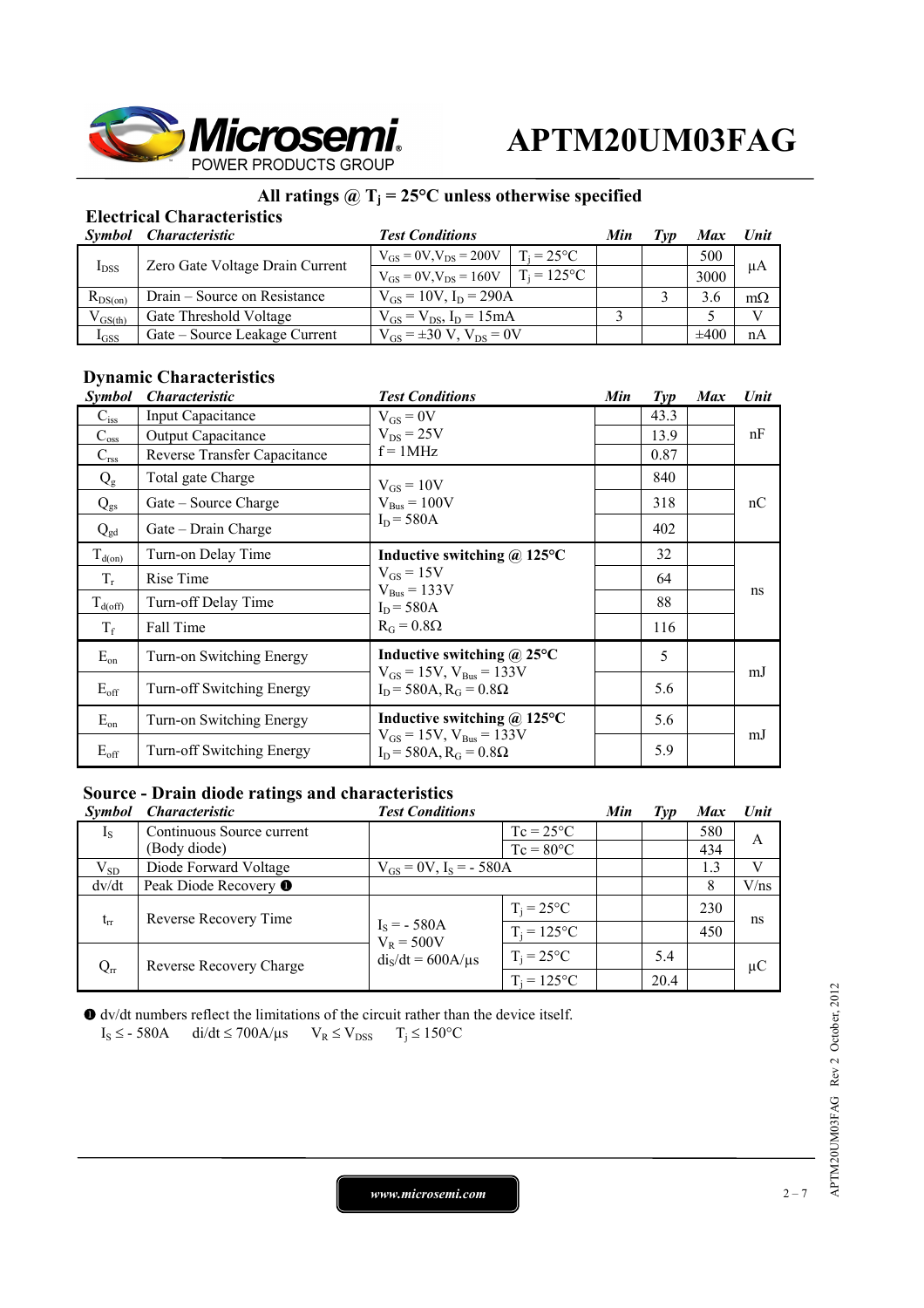## All ratings @ $T_j = 25°C$ unless otherwise specified

### Electrical Characteristics

| Symbol | Characteristic | Test Conditions | | Min | Typ | Max | Unit |
|---|---|---|---|---|---|---|---|
| $I_{DSS}$ | Zero Gate Voltage Drain Current | $V_{GS} = 0V, V_{DS} = 200V$ | $T_j = 25°C$ | | | 500 | µA |
| | | $V_{GS} = 0V, V_{DS} = 160V$ | $T_j = 125°C$ | | | 3000 | |
| $R_{DS(on)}$ | Drain – Source on Resistance | $V_{GS} = 10V, I_D = 290A$ | | | 3 | 3.6 | mΩ |
| $V_{GS(th)}$ | Gate Threshold Voltage | $V_{GS} = V_{DS}, I_D = 15mA$ | | 3 | | 5 | V |
| $I_{GSS}$ | Gate – Source Leakage Current | $V_{GS} = \pm30\ V, V_{DS} = 0V$ | | | | ±400 | nA |

### Dynamic Characteristics

| Symbol | Characteristic | Test Conditions | Min | Typ | Max | Unit |
|---|---|---|---|---|---|---|
| $C_{iss}$ | Input Capacitance | $V_{GS} = 0V$ $V_{DS} = 25V$ f = 1MHz | | 43.3 | | nF |
| $C_{oss}$ | Output Capacitance | | | 13.9 | | |
| $C_{rss}$ | Reverse Transfer Capacitance | | | 0.87 | | |
| $Q_g$ | Total gate Charge | $V_{GS} = 10V$ $V_{Bus} = 100V$ $I_D = 580A$ | | 840 | | nC |
| $Q_{gs}$ | Gate – Source Charge | | | 318 | | |
| $Q_{gd}$ | Gate – Drain Charge | | | 402 | | |
| $T_{d(on)}$ | Turn-on Delay Time | **Inductive switching @ 125°C** $V_{GS} = 15V$ $V_{Bus} = 133V$ $I_D = 580A$ $R_G = 0.8\Omega$ | | 32 | | ns |
| $T_r$ | Rise Time | | | 64 | | |
| $T_{d(off)}$ | Turn-off Delay Time | | | 88 | | |
| $T_f$ | Fall Time | | | 116 | | |
| $E_{on}$ | Turn-on Switching Energy | **Inductive switching @ 25°C** $V_{GS} = 15V, V_{Bus} = 133V$ $I_D = 580A, R_G = 0.8\Omega$ | | 5 | | mJ |
| $E_{off}$ | Turn-off Switching Energy | | | 5.6 | | |
| $E_{on}$ | Turn-on Switching Energy | **Inductive switching @ 125°C** $V_{GS} = 15V, V_{Bus} = 133V$ $I_D = 580A, R_G = 0.8\Omega$ | | 5.6 | | mJ |
| $E_{off}$ | Turn-off Switching Energy | | | 5.9 | | |

### Source - Drain diode ratings and characteristics

| Symbol | Characteristic | Test Conditions | | Min | Typ | Max | Unit |
|---|---|---|---|---|---|---|---|
| $I_S$ | Continuous Source current (Body diode) | | Tc = 25°C | | | 580 | A |
| | | | Tc = 80°C | | | 434 | |
| $V_{SD}$ | Diode Forward Voltage | $V_{GS} = 0V, I_S = -580A$ | | | | 1.3 | V |
| dv/dt | Peak Diode Recovery ❶ | | | | | 8 | V/ns |
| $t_{rr}$ | Reverse Recovery Time | $I_S = -580A$ $V_R = 500V$ $di_S/dt = 600A/\mu s$ | $T_j = 25°C$ | | | 230 | ns |
| | | | $T_j = 125°C$ | | | 450 | |
| $Q_{rr}$ | Reverse Recovery Charge | | $T_j = 25°C$ | | 5.4 | | µC |
| | | | $T_j = 125°C$ | | 20.4 | | |

❶ dv/dt numbers reflect the limitations of the circuit rather than the device itself.
$I_S \le -580A$  $di/dt \le 700A/\mu s$  $V_R \le V_{DSS}$  $T_j \le 150°C$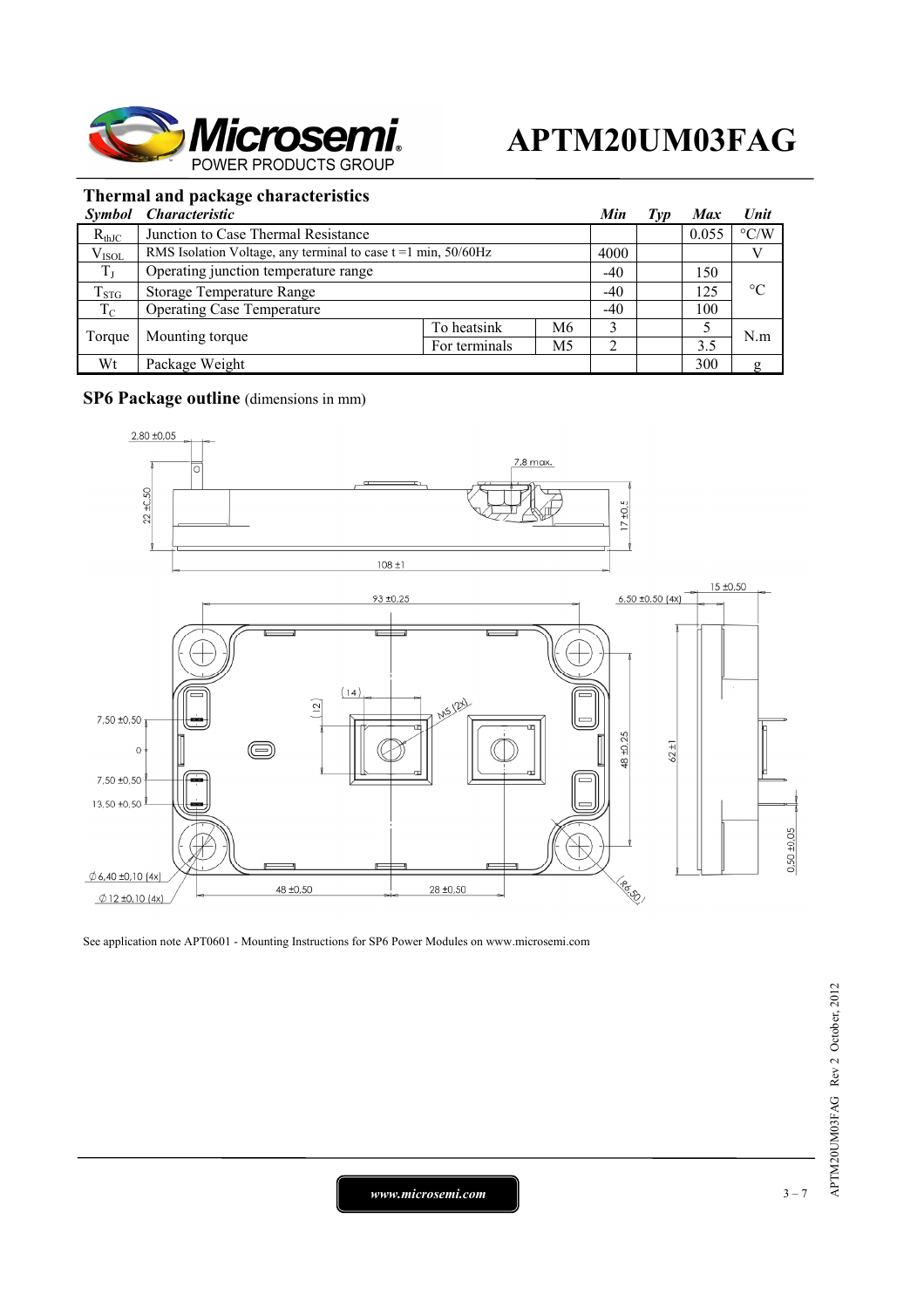### Thermal and package characteristics

| Symbol | Characteristic | | | Min | Typ | Max | Unit |
|---|---|---|---|---|---|---|---|
| $R_{thJC}$ | Junction to Case Thermal Resistance | | | | | 0.055 | °C/W |
| $V_{ISOL}$ | RMS Isolation Voltage, any terminal to case t =1 min, 50/60Hz | | | 4000 | | | V |
| $T_J$ | Operating junction temperature range | | | -40 | | 150 | °C |
| $T_{STG}$ | Storage Temperature Range | | | -40 | | 125 | °C |
| $T_C$ | Operating Case Temperature | | | -40 | | 100 | °C |
| Torque | Mounting torque | To heatsink | M6 | 3 | | 5 | N.m |
| | | For terminals | M5 | 2 | | 3.5 | N.m |
| Wt | Package Weight | | | | | 300 | g |

### SP6 Package outline (dimensions in mm)

See application note APT0601 - Mounting Instructions for SP6 Power Modules on www.microsemi.com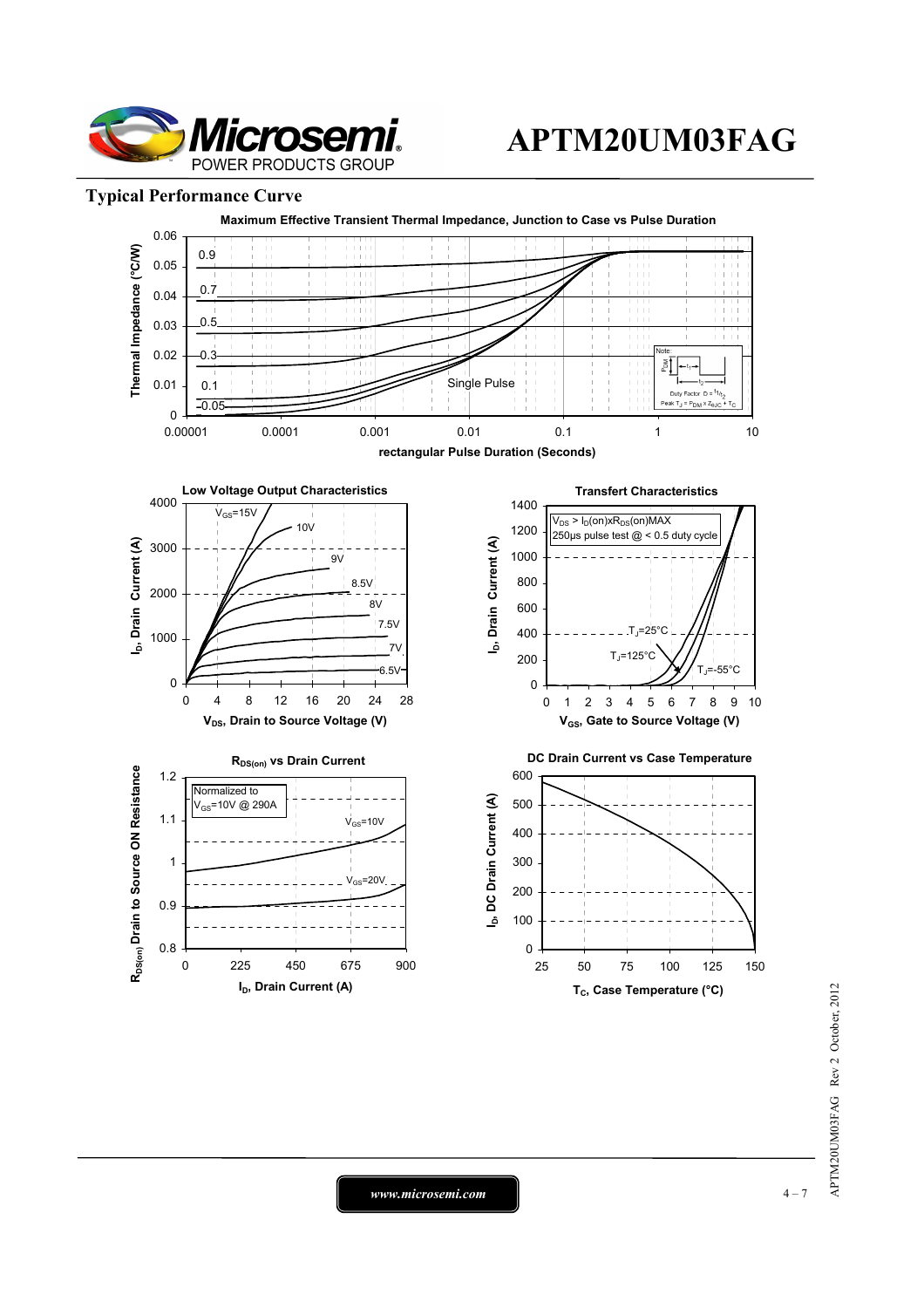## Typical Performance Curve

**Maximum Effective Transient Thermal Impedance, Junction to Case vs Pulse Duration**

Thermal Impedance (°C/W)

0.9, 0.7, 0.5, 0.3, 0.1, 0.05, Single Pulse

Note: Duty Factor $D = t_1/t_2$; Peak $T_J = P_{DM} \times Z_{\theta JC} + T_C$

rectangular Pulse Duration (Seconds)

**Low Voltage Output Characteristics**

$V_{GS}$=15V, 10V, 9V, 8.5V, 8V, 7.5V, 7V, 6.5V

$I_D$, Drain Current (A) vs $V_{DS}$, Drain to Source Voltage (V)

**Transfert Characteristics**

$V_{DS} > I_D(on) \times R_{DS}(on)MAX$
250µs pulse test @ < 0.5 duty cycle

$T_J$=25°C, $T_J$=125°C, $T_J$=-55°C

$I_D$, Drain Current (A) vs $V_{GS}$, Gate to Source Voltage (V)

**$R_{DS(on)}$ vs Drain Current**

Normalized to $V_{GS}$=10V @ 290A

$V_{GS}$=10V, $V_{GS}$=20V

$R_{DS(on)}$ Drain to Source ON Resistance vs $I_D$, Drain Current (A)

**DC Drain Current vs Case Temperature**

$I_D$, DC Drain Current (A) vs $T_C$, Case Temperature (°C)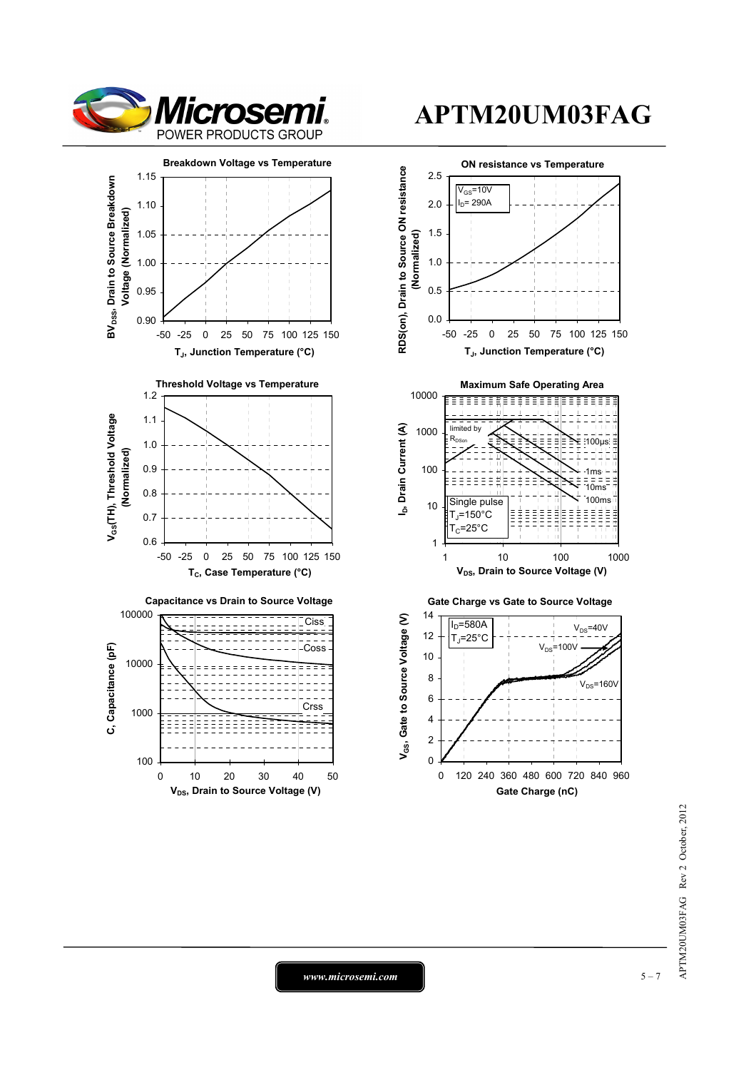# APTM20UM03FAG

### Breakdown Voltage vs Temperature

$BV_{DSS}$, Drain to Source Breakdown Voltage (Normalized) vs $T_J$, Junction Temperature (°C)

### ON resistance vs Temperature

$V_{GS}$=10V
$I_D$= 290A

RDS(on), Drain to Source ON resistance (Normalized) vs $T_J$, Junction Temperature (°C)

### Threshold Voltage vs Temperature

$V_{GS}$(TH), Threshold Voltage (Normalized) vs $T_C$, Case Temperature (°C)

### Maximum Safe Operating Area

limited by $R_{DSon}$
100µs
1ms
10ms
100ms
Single pulse
$T_J$=150°C
$T_C$=25°C

$I_D$, Drain Current (A) vs $V_{DS}$, Drain to Source Voltage (V)

### Capacitance vs Drain to Source Voltage

Ciss
Coss
Crss

C, Capacitance (pF) vs $V_{DS}$, Drain to Source Voltage (V)

### Gate Charge vs Gate to Source Voltage

$I_D$=580A
$T_J$=25°C
$V_{DS}$=40V
$V_{DS}$=100V
$V_{DS}$=160V

$V_{GS}$, Gate to Source Voltage (V) vs Gate Charge (nC)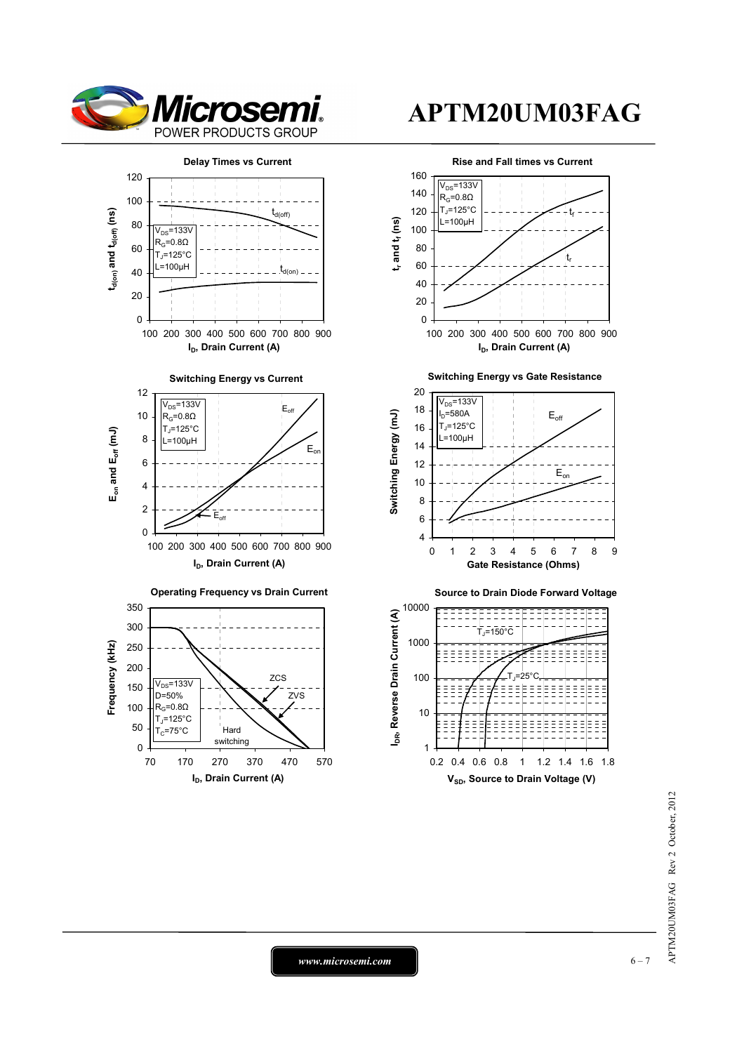# APTM20UM03FAG

**Delay Times vs Current**

$V_{DS}$=133V
$R_G$=0.8Ω
$T_J$=125°C
L=100µH

$t_{d(off)}$

$t_{d(on)}$

$t_{d(on)}$ and $t_{d(off)}$ (ns)

$I_D$, Drain Current (A)

**Rise and Fall times vs Current**

$V_{DS}$=133V
$R_G$=0.8Ω
$T_J$=125°C
L=100µH

$t_f$

$t_r$

$t_r$ and $t_f$ (ns)

$I_D$, Drain Current (A)

**Switching Energy vs Current**

$V_{DS}$=133V
$R_G$=0.8Ω
$T_J$=125°C
L=100µH

$E_{off}$

$E_{on}$

$E_{off}$

$E_{on}$ and $E_{off}$ (mJ)

$I_D$, Drain Current (A)

**Switching Energy vs Gate Resistance**

$V_{DS}$=133V
$I_D$=580A
$T_J$=125°C
L=100µH

$E_{off}$

$E_{on}$

Switching Energy (mJ)

Gate Resistance (Ohms)

**Operating Frequency vs Drain Current**

$V_{DS}$=133V
D=50%
$R_G$=0.8Ω
$T_J$=125°C
$T_C$=75°C

ZCS

ZVS

Hard switching

Frequency (kHz)

$I_D$, Drain Current (A)

**Source to Drain Diode Forward Voltage**

$T_J$=150°C

$T_J$=25°C

$I_{DR}$, Reverse Drain Current (A)

$V_{SD}$, Source to Drain Voltage (V)

*www.microsemi.com*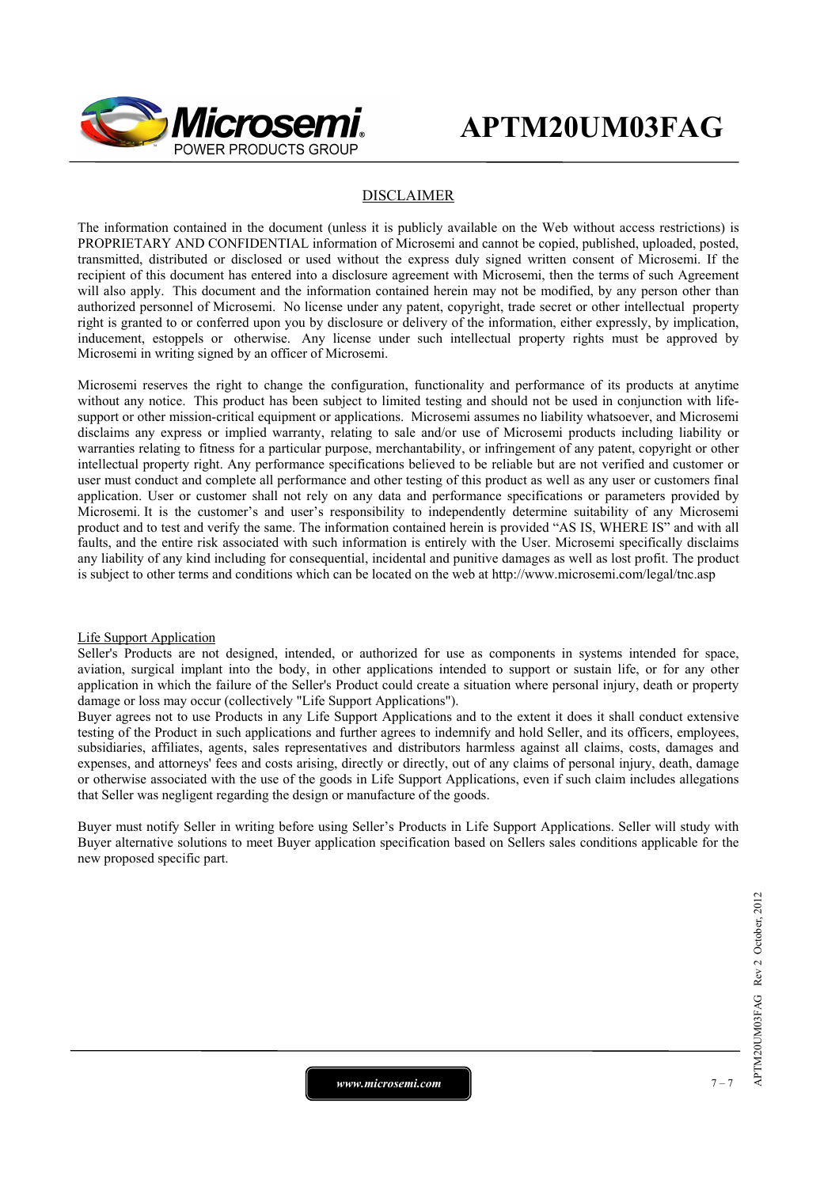## DISCLAIMER

The information contained in the document (unless it is publicly available on the Web without access restrictions) is PROPRIETARY AND CONFIDENTIAL information of Microsemi and cannot be copied, published, uploaded, posted, transmitted, distributed or disclosed or used without the express duly signed written consent of Microsemi. If the recipient of this document has entered into a disclosure agreement with Microsemi, then the terms of such Agreement will also apply. This document and the information contained herein may not be modified, by any person other than authorized personnel of Microsemi. No license under any patent, copyright, trade secret or other intellectual property right is granted to or conferred upon you by disclosure or delivery of the information, either expressly, by implication, inducement, estoppels or otherwise. Any license under such intellectual property rights must be approved by Microsemi in writing signed by an officer of Microsemi.

Microsemi reserves the right to change the configuration, functionality and performance of its products at anytime without any notice. This product has been subject to limited testing and should not be used in conjunction with life-support or other mission-critical equipment or applications. Microsemi assumes no liability whatsoever, and Microsemi disclaims any express or implied warranty, relating to sale and/or use of Microsemi products including liability or warranties relating to fitness for a particular purpose, merchantability, or infringement of any patent, copyright or other intellectual property right. Any performance specifications believed to be reliable but are not verified and customer or user must conduct and complete all performance and other testing of this product as well as any user or customers final application. User or customer shall not rely on any data and performance specifications or parameters provided by Microsemi. It is the customer's and user's responsibility to independently determine suitability of any Microsemi product and to test and verify the same. The information contained herein is provided "AS IS, WHERE IS" and with all faults, and the entire risk associated with such information is entirely with the User. Microsemi specifically disclaims any liability of any kind including for consequential, incidental and punitive damages as well as lost profit. The product is subject to other terms and conditions which can be located on the web at http://www.microsemi.com/legal/tnc.asp

### Life Support Application

Seller's Products are not designed, intended, or authorized for use as components in systems intended for space, aviation, surgical implant into the body, in other applications intended to support or sustain life, or for any other application in which the failure of the Seller's Product could create a situation where personal injury, death or property damage or loss may occur (collectively "Life Support Applications").

Buyer agrees not to use Products in any Life Support Applications and to the extent it does it shall conduct extensive testing of the Product in such applications and further agrees to indemnify and hold Seller, and its officers, employees, subsidiaries, affiliates, agents, sales representatives and distributors harmless against all claims, costs, damages and expenses, and attorneys' fees and costs arising, directly or directly, out of any claims of personal injury, death, damage or otherwise associated with the use of the goods in Life Support Applications, even if such claim includes allegations that Seller was negligent regarding the design or manufacture of the goods.

Buyer must notify Seller in writing before using Seller's Products in Life Support Applications. Seller will study with Buyer alternative solutions to meet Buyer application specification based on Sellers sales conditions applicable for the new proposed specific part.